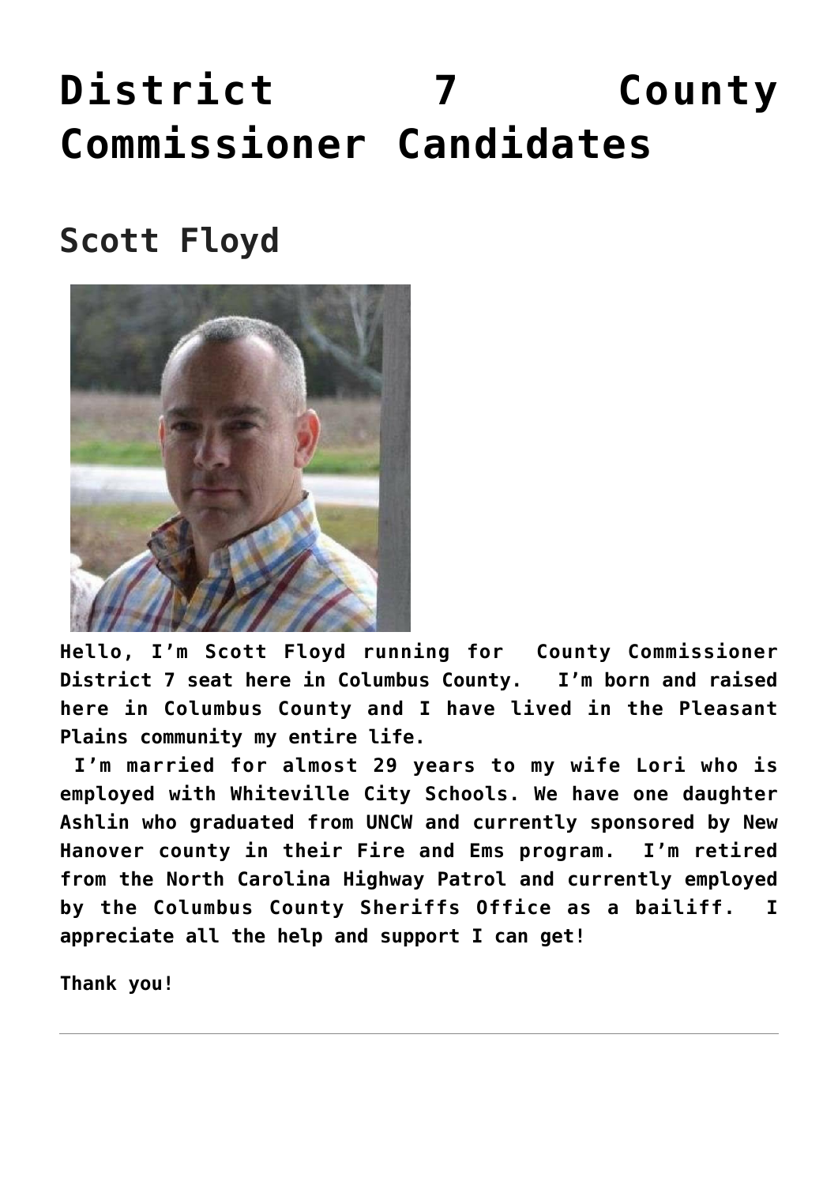# District 7 County Commissioner Candidates

## Scott Floyd

**Hello, I'm Scott Floyd running for County Commissioner District 7 seat here in Columbus County. I'm born and raised here in Columbus County and I have lived in the Pleasant Plains community my entire life.**

**I'm married for almost 29 years to my wife Lori who is employed with Whiteville City Schools. We have one daughter Ashlin who graduated from UNCW and currently sponsored by New Hanover county in their Fire and Ems program. I'm retired from the North Carolina Highway Patrol and currently employed by the Columbus County Sheriffs Office as a bailiff. I appreciate all the help and support I can get!**

**Thank you!**

---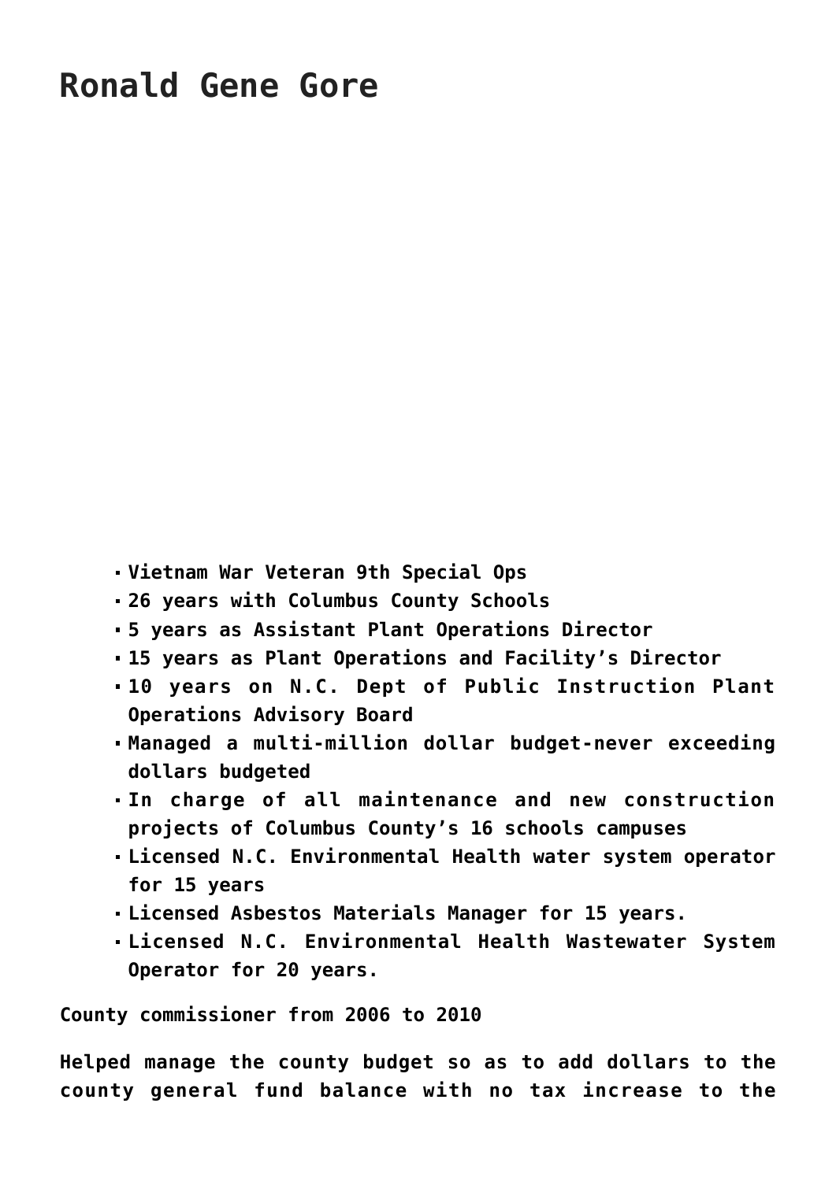# Ronald Gene Gore

- **Vietnam War Veteran 9th Special Ops**
- **26 years with Columbus County Schools**
- **5 years as Assistant Plant Operations Director**
- **15 years as Plant Operations and Facility's Director**
- **10 years on N.C. Dept of Public Instruction Plant Operations Advisory Board**
- **Managed a multi-million dollar budget-never exceeding dollars budgeted**
- **In charge of all maintenance and new construction projects of Columbus County's 16 schools campuses**
- **Licensed N.C. Environmental Health water system operator for 15 years**
- **Licensed Asbestos Materials Manager for 15 years.**
- **Licensed N.C. Environmental Health Wastewater System Operator for 20 years.**

**County commissioner from 2006 to 2010**

**Helped manage the county budget so as to add dollars to the county general fund balance with no tax increase to the**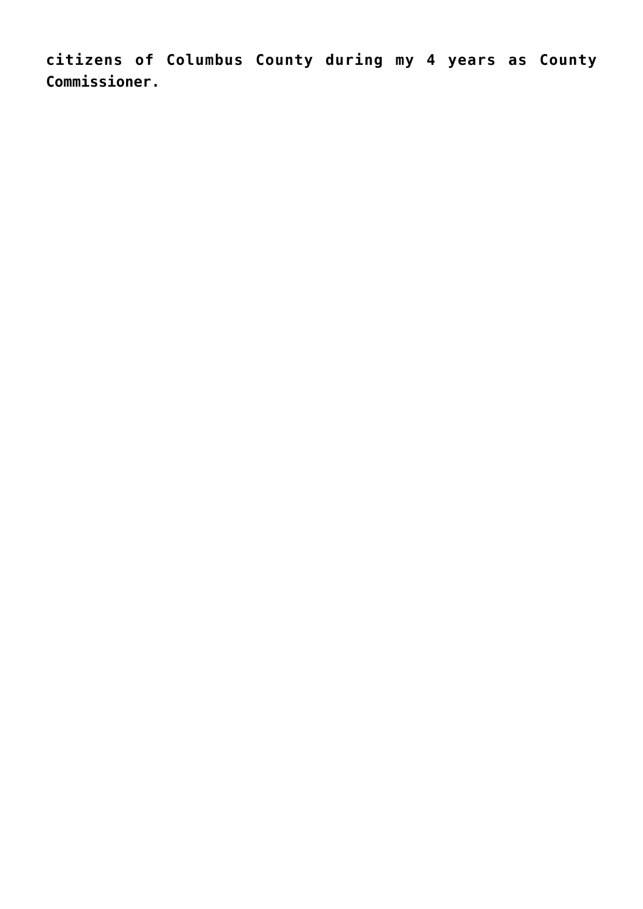**citizens of Columbus County during my 4 years as County Commissioner.**